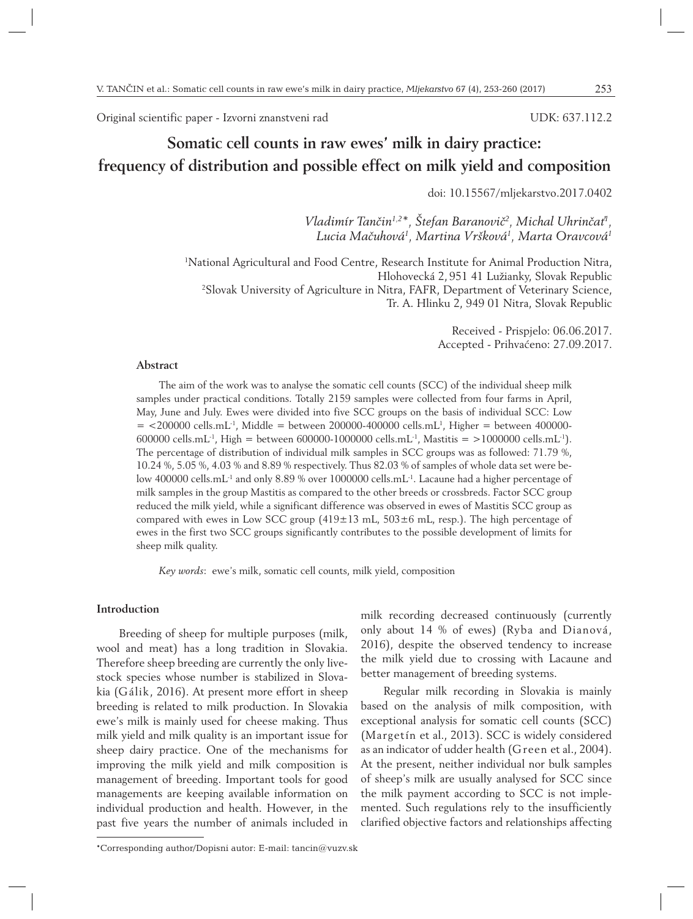Original scientific paper - Izvorni znanstveni rad

UDK: 637.112.2

# Somatic cell counts in raw ewes' milk in dairy practice: frequency of distribution and possible effect on milk yield and composition

doi: 10.15567/mljekarstvo.2017.0402

*Vladimír Tančin[1,2]\*, Štefan Baranovič[2], Michal Uhrinčať[1], Lucia Mačuhová[1], Martina Vršková[1], Marta Oravcová[1]*

[1]National Agricultural and Food Centre, Research Institute for Animal Production Nitra, Hlohovecká 2, 951 41 Lužianky, Slovak Republic

[2]Slovak University of Agriculture in Nitra, FAFR, Department of Veterinary Science, Tr. A. Hlinku 2, 949 01 Nitra, Slovak Republic

Received - Prispjelo: 06.06.2017.
Accepted - Prihvaćeno: 27.09.2017.

## Abstract

The aim of the work was to analyse the somatic cell counts (SCC) of the individual sheep milk samples under practical conditions. Totally 2159 samples were collected from four farms in April, May, June and July. Ewes were divided into five SCC groups on the basis of individual SCC: Low = <200000 cells.mL$^{-1}$, Middle = between 200000-400000 cells.mL$^{1}$, Higher = between 400000-600000 cells.mL$^{-1}$, High = between 600000-1000000 cells.mL$^{-1}$, Mastitis = >1000000 cells.mL$^{-1}$). The percentage of distribution of individual milk samples in SCC groups was as followed: 71.79 %, 10.24 %, 5.05 %, 4.03 % and 8.89 % respectively. Thus 82.03 % of samples of whole data set were below 400000 cells.mL$^{-1}$ and only 8.89 % over 1000000 cells.mL$^{-1}$. Lacaune had a higher percentage of milk samples in the group Mastitis as compared to the other breeds or crossbreds. Factor SCC group reduced the milk yield, while a significant difference was observed in ewes of Mastitis SCC group as compared with ewes in Low SCC group (419±13 mL, 503±6 mL, resp.). The high percentage of ewes in the first two SCC groups significantly contributes to the possible development of limits for sheep milk quality.

*Key words*: ewe's milk, somatic cell counts, milk yield, composition

## Introduction

Breeding of sheep for multiple purposes (milk, wool and meat) has a long tradition in Slovakia. Therefore sheep breeding are currently the only livestock species whose number is stabilized in Slovakia (Gálik, 2016). At present more effort in sheep breeding is related to milk production. In Slovakia ewe's milk is mainly used for cheese making. Thus milk yield and milk quality is an important issue for sheep dairy practice. One of the mechanisms for improving the milk yield and milk composition is management of breeding. Important tools for good managements are keeping available information on individual production and health. However, in the past five years the number of animals included in milk recording decreased continuously (currently only about 14 % of ewes) (Ryba and Dianová, 2016), despite the observed tendency to increase the milk yield due to crossing with Lacaune and better management of breeding systems.

Regular milk recording in Slovakia is mainly based on the analysis of milk composition, with exceptional analysis for somatic cell counts (SCC) (Margetín et al., 2013). SCC is widely considered as an indicator of udder health (Green et al., 2004). At the present, neither individual nor bulk samples of sheep's milk are usually analysed for SCC since the milk payment according to SCC is not implemented. Such regulations rely to the insufficiently clarified objective factors and relationships affecting

\*Corresponding author/Dopisni autor: E-mail: tancin@vuzv.sk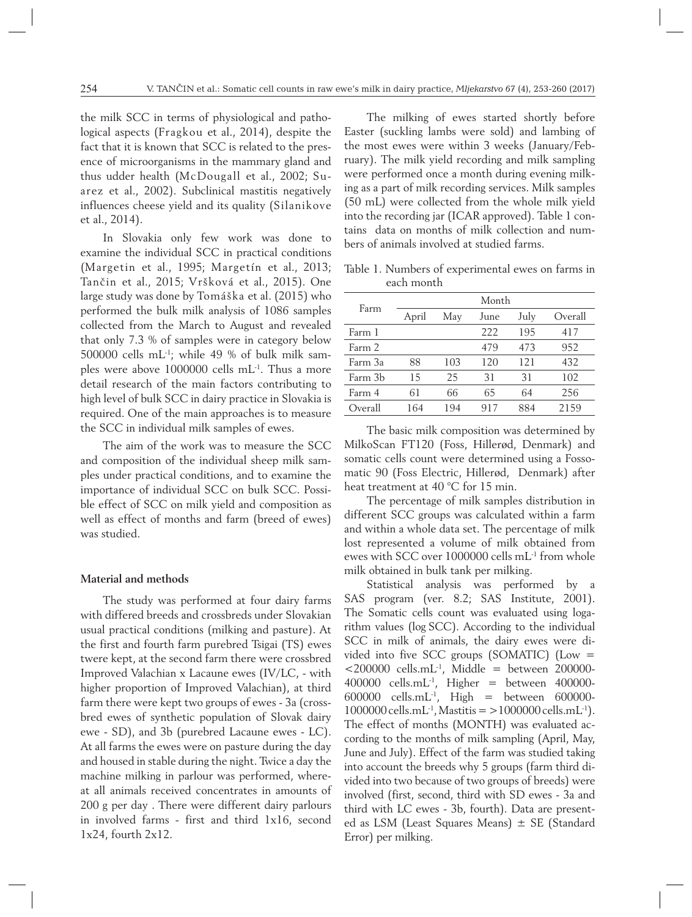the milk SCC in terms of physiological and pathological aspects (Fragkou et al., 2014), despite the fact that it is known that SCC is related to the presence of microorganisms in the mammary gland and thus udder health (McDougall et al., 2002; Suarez et al., 2002). Subclinical mastitis negatively influences cheese yield and its quality (Silanikove et al., 2014).

In Slovakia only few work was done to examine the individual SCC in practical conditions (Margetin et al., 1995; Margetín et al., 2013; Tančin et al., 2015; Vršková et al., 2015). One large study was done by Tomáška et al. (2015) who performed the bulk milk analysis of 1086 samples collected from the March to August and revealed that only 7.3 % of samples were in category below 500000 cells mL$^{-1}$; while 49 % of bulk milk samples were above 1000000 cells mL$^{-1}$. Thus a more detail research of the main factors contributing to high level of bulk SCC in dairy practice in Slovakia is required. One of the main approaches is to measure the SCC in individual milk samples of ewes.

The aim of the work was to measure the SCC and composition of the individual sheep milk samples under practical conditions, and to examine the importance of individual SCC on bulk SCC. Possible effect of SCC on milk yield and composition as well as effect of months and farm (breed of ewes) was studied.

## Material and methods

The study was performed at four dairy farms with differed breeds and crossbreds under Slovakian usual practical conditions (milking and pasture). At the first and fourth farm purebred Tsigai (TS) ewes twere kept, at the second farm there were crossbred Improved Valachian x Lacaune ewes (IV/LC, - with higher proportion of Improved Valachian), at third farm there were kept two groups of ewes - 3a (crossbred ewes of synthetic population of Slovak dairy ewe - SD), and 3b (purebred Lacaune ewes - LC). At all farms the ewes were on pasture during the day and housed in stable during the night. Twice a day the machine milking in parlour was performed, whereat all animals received concentrates in amounts of 200 g per day . There were different dairy parlours in involved farms - first and third 1x16, second 1x24, fourth 2x12.

The milking of ewes started shortly before Easter (suckling lambs were sold) and lambing of the most ewes were within 3 weeks (January/February). The milk yield recording and milk sampling were performed once a month during evening milking as a part of milk recording services. Milk samples (50 mL) were collected from the whole milk yield into the recording jar (ICAR approved). Table 1 contains data on months of milk collection and numbers of animals involved at studied farms.

Table 1. Numbers of experimental ewes on farms in each month

| Farm | Month | | | | |
|---|---|---|---|---|---|
| | April | May | June | July | Overall |
| Farm 1 | | | 222 | 195 | 417 |
| Farm 2 | | | 479 | 473 | 952 |
| Farm 3a | 88 | 103 | 120 | 121 | 432 |
| Farm 3b | 15 | 25 | 31 | 31 | 102 |
| Farm 4 | 61 | 66 | 65 | 64 | 256 |
| Overall | 164 | 194 | 917 | 884 | 2159 |

The basic milk composition was determined by MilkoScan FT120 (Foss, Hillerød, Denmark) and somatic cells count were determined using a Fossomatic 90 (Foss Electric, Hillerød, Denmark) after heat treatment at 40 °C for 15 min.

The percentage of milk samples distribution in different SCC groups was calculated within a farm and within a whole data set. The percentage of milk lost represented a volume of milk obtained from ewes with SCC over 1000000 cells mL$^{-1}$ from whole milk obtained in bulk tank per milking.

Statistical analysis was performed by a SAS program (ver. 8.2; SAS Institute, 2001). The Somatic cells count was evaluated using logarithm values (log SCC). According to the individual SCC in milk of animals, the dairy ewes were divided into five SCC groups (SOMATIC) (Low = <200000 cells.mL$^{-1}$, Middle = between 200000-400000 cells.mL$^{-1}$, Higher = between 400000-600000 cells.mL$^{-1}$, High = between 600000-1000000 cells.mL$^{-1}$, Mastitis = >1000000 cells.mL$^{-1}$). The effect of months (MONTH) was evaluated according to the months of milk sampling (April, May, June and July). Effect of the farm was studied taking into account the breeds why 5 groups (farm third divided into two because of two groups of breeds) were involved (first, second, third with SD ewes - 3a and third with LC ewes - 3b, fourth). Data are presented as LSM (Least Squares Means) ± SE (Standard Error) per milking.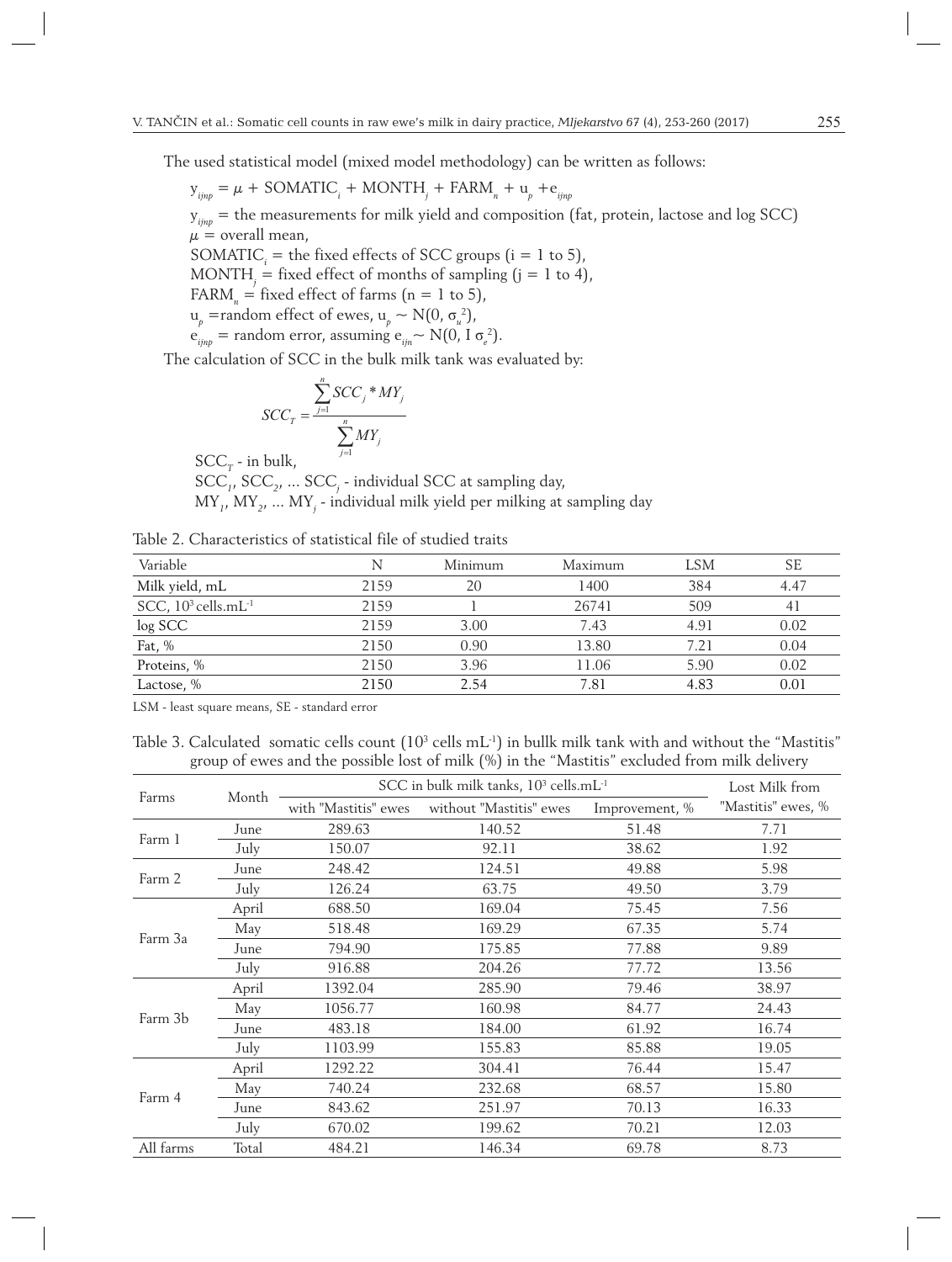The used statistical model (mixed model methodology) can be written as follows:

$y_{ijnp} = \mu + SOMATIC_i + MONTH_j + FARM_n + u_p + e_{ijnp}$

$y_{ijnp}$ = the measurements for milk yield and composition (fat, protein, lactose and log SCC)

$\mu$ = overall mean,

$SOMATIC_i$ = the fixed effects of SCC groups (i = 1 to 5),

$MONTH_j$ = fixed effect of months of sampling (j = 1 to 4),

$FARM_n$ = fixed effect of farms (n = 1 to 5),

$u_p$ = random effect of ewes, $u_p \sim N(0, \sigma_u^2)$,

$e_{ijnp}$ = random error, assuming $e_{ijn} \sim N(0, I\,\sigma_e^2)$.

The calculation of SCC in the bulk milk tank was evaluated by:

$$SCC_T = \frac{\sum_{j=1}^{n} SCC_j * MY_j}{\sum_{j=1}^{n} MY_j}$$

$SCC_T$ - in bulk,

$SCC_1$, $SCC_2$, ... $SCC_j$ - individual SCC at sampling day,

$MY_1$, $MY_2$, ... $MY_j$ - individual milk yield per milking at sampling day

Table 2. Characteristics of statistical file of studied traits

| Variable | N | Minimum | Maximum | LSM | SE |
|---|---|---|---|---|---|
| Milk yield, mL | 2159 | 20 | 1400 | 384 | 4.47 |
| SCC, $10^3$ cells.mL$^{-1}$ | 2159 | 1 | 26741 | 509 | 41 |
| log SCC | 2159 | 3.00 | 7.43 | 4.91 | 0.02 |
| Fat, % | 2150 | 0.90 | 13.80 | 7.21 | 0.04 |
| Proteins, % | 2150 | 3.96 | 11.06 | 5.90 | 0.02 |
| Lactose, % | 2150 | 2.54 | 7.81 | 4.83 | 0.01 |

LSM - least square means, SE - standard error

Table 3. Calculated somatic cells count ($10^3$ cells mL$^{-1}$) in bullk milk tank with and without the "Mastitis" group of ewes and the possible lost of milk (%) in the "Mastitis" excluded from milk delivery

| Farms | Month | SCC in bulk milk tanks, $10^3$ cells.mL$^{-1}$ | | | Lost Milk from |
|---|---|---|---|---|---|
| | | with "Mastitis" ewes | without "Mastitis" ewes | Improvement, % | "Mastitis" ewes, % |
| Farm 1 | June | 289.63 | 140.52 | 51.48 | 7.71 |
| | July | 150.07 | 92.11 | 38.62 | 1.92 |
| Farm 2 | June | 248.42 | 124.51 | 49.88 | 5.98 |
| | July | 126.24 | 63.75 | 49.50 | 3.79 |
| Farm 3a | April | 688.50 | 169.04 | 75.45 | 7.56 |
| | May | 518.48 | 169.29 | 67.35 | 5.74 |
| | June | 794.90 | 175.85 | 77.88 | 9.89 |
| | July | 916.88 | 204.26 | 77.72 | 13.56 |
| Farm 3b | April | 1392.04 | 285.90 | 79.46 | 38.97 |
| | May | 1056.77 | 160.98 | 84.77 | 24.43 |
| | June | 483.18 | 184.00 | 61.92 | 16.74 |
| | July | 1103.99 | 155.83 | 85.88 | 19.05 |
| Farm 4 | April | 1292.22 | 304.41 | 76.44 | 15.47 |
| | May | 740.24 | 232.68 | 68.57 | 15.80 |
| | June | 843.62 | 251.97 | 70.13 | 16.33 |
| | July | 670.02 | 199.62 | 70.21 | 12.03 |
| All farms | Total | 484.21 | 146.34 | 69.78 | 8.73 |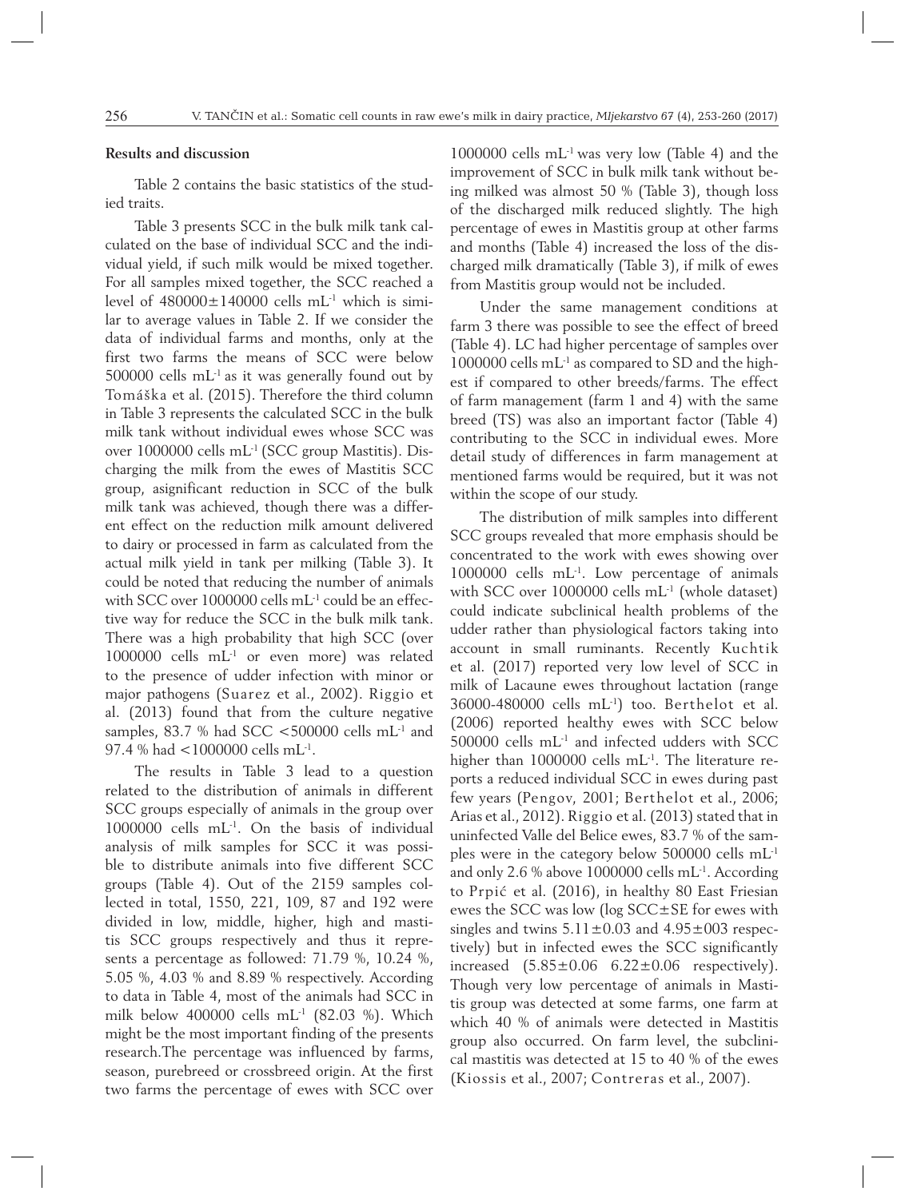## Results and discussion

Table 2 contains the basic statistics of the studied traits.

Table 3 presents SCC in the bulk milk tank calculated on the base of individual SCC and the individual yield, if such milk would be mixed together. For all samples mixed together, the SCC reached a level of 480000±140000 cells mL$^{-1}$ which is similar to average values in Table 2. If we consider the data of individual farms and months, only at the first two farms the means of SCC were below 500000 cells mL$^{-1}$ as it was generally found out by Tomáška et al. (2015). Therefore the third column in Table 3 represents the calculated SCC in the bulk milk tank without individual ewes whose SCC was over 1000000 cells mL$^{-1}$ (SCC group Mastitis). Discharging the milk from the ewes of Mastitis SCC group, asignificant reduction in SCC of the bulk milk tank was achieved, though there was a different effect on the reduction milk amount delivered to dairy or processed in farm as calculated from the actual milk yield in tank per milking (Table 3). It could be noted that reducing the number of animals with SCC over 1000000 cells mL$^{-1}$ could be an effective way for reduce the SCC in the bulk milk tank. There was a high probability that high SCC (over 1000000 cells mL$^{-1}$ or even more) was related to the presence of udder infection with minor or major pathogens (Suarez et al., 2002). Riggio et al. (2013) found that from the culture negative samples, 83.7 % had SCC <500000 cells mL$^{-1}$ and 97.4 % had <1000000 cells mL$^{-1}$.

The results in Table 3 lead to a question related to the distribution of animals in different SCC groups especially of animals in the group over 1000000 cells mL$^{-1}$. On the basis of individual analysis of milk samples for SCC it was possible to distribute animals into five different SCC groups (Table 4). Out of the 2159 samples collected in total, 1550, 221, 109, 87 and 192 were divided in low, middle, higher, high and mastitis SCC groups respectively and thus it represents a percentage as followed: 71.79 %, 10.24 %, 5.05 %, 4.03 % and 8.89 % respectively. According to data in Table 4, most of the animals had SCC in milk below 400000 cells mL$^{-1}$ (82.03 %). Which might be the most important finding of the presents research.The percentage was influenced by farms, season, purebreed or crossbreed origin. At the first two farms the percentage of ewes with SCC over 1000000 cells mL$^{-1}$ was very low (Table 4) and the improvement of SCC in bulk milk tank without being milked was almost 50 % (Table 3), though loss of the discharged milk reduced slightly. The high percentage of ewes in Mastitis group at other farms and months (Table 4) increased the loss of the discharged milk dramatically (Table 3), if milk of ewes from Mastitis group would not be included.

Under the same management conditions at farm 3 there was possible to see the effect of breed (Table 4). LC had higher percentage of samples over 1000000 cells mL$^{-1}$ as compared to SD and the highest if compared to other breeds/farms. The effect of farm management (farm 1 and 4) with the same breed (TS) was also an important factor (Table 4) contributing to the SCC in individual ewes. More detail study of differences in farm management at mentioned farms would be required, but it was not within the scope of our study.

The distribution of milk samples into different SCC groups revealed that more emphasis should be concentrated to the work with ewes showing over 1000000 cells mL$^{-1}$. Low percentage of animals with SCC over 1000000 cells mL$^{-1}$ (whole dataset) could indicate subclinical health problems of the udder rather than physiological factors taking into account in small ruminants. Recently Kuchtik et al. (2017) reported very low level of SCC in milk of Lacaune ewes throughout lactation (range 36000-480000 cells mL$^{-1}$) too. Berthelot et al. (2006) reported healthy ewes with SCC below 500000 cells mL$^{-1}$ and infected udders with SCC higher than 1000000 cells mL$^{-1}$. The literature reports a reduced individual SCC in ewes during past few years (Pengov, 2001; Berthelot et al., 2006; Arias et al., 2012). Riggio et al. (2013) stated that in uninfected Valle del Belice ewes, 83.7 % of the samples were in the category below 500000 cells mL$^{-1}$ and only 2.6 % above 1000000 cells mL$^{-1}$. According to Prpić et al. (2016), in healthy 80 East Friesian ewes the SCC was low (log SCC±SE for ewes with singles and twins 5.11±0.03 and 4.95±003 respectively) but in infected ewes the SCC significantly increased (5.85±0.06 6.22±0.06 respectively). Though very low percentage of animals in Mastitis group was detected at some farms, one farm at which 40 % of animals were detected in Mastitis group also occurred. On farm level, the subclinical mastitis was detected at 15 to 40 % of the ewes (Kiossis et al., 2007; Contreras et al., 2007).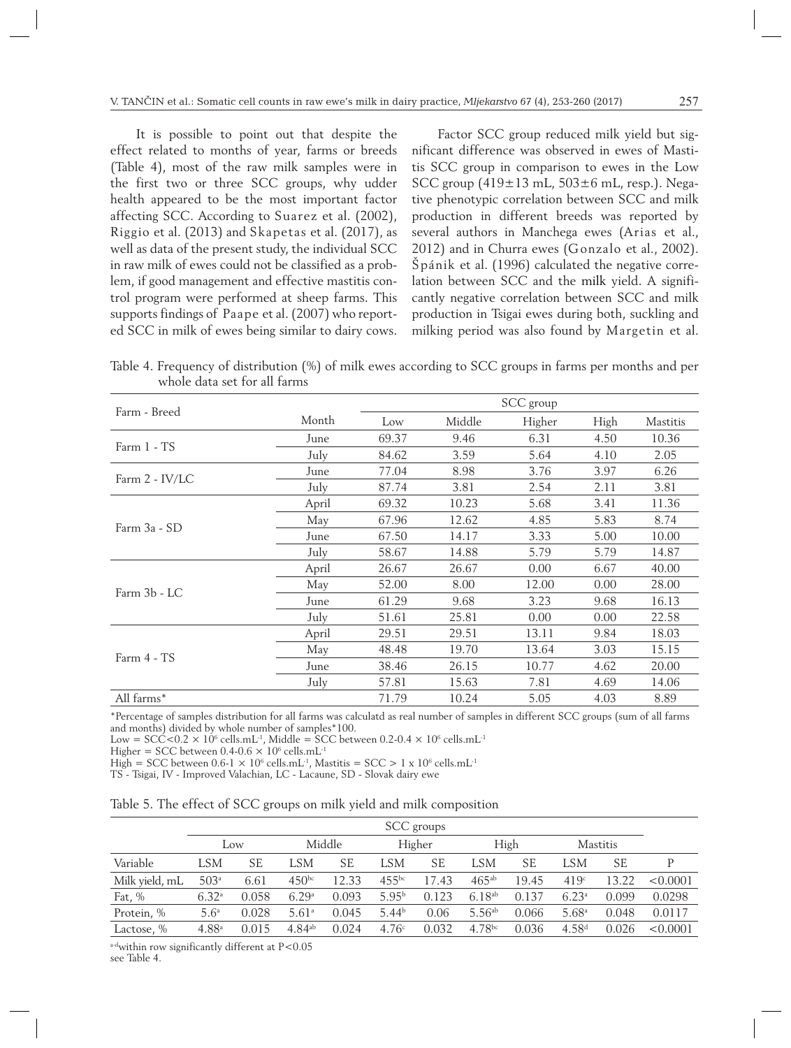It is possible to point out that despite the effect related to months of year, farms or breeds (Table 4), most of the raw milk samples were in the first two or three SCC groups, why udder health appeared to be the most important factor affecting SCC. According to Suarez et al. (2002), Riggio et al. (2013) and Skapetas et al. (2017), as well as data of the present study, the individual SCC in raw milk of ewes could not be classified as a problem, if good management and effective mastitis control program were performed at sheep farms. This supports findings of Paape et al. (2007) who reported SCC in milk of ewes being similar to dairy cows.

Factor SCC group reduced milk yield but significant difference was observed in ewes of Mastitis SCC group in comparison to ewes in the Low SCC group (419±13 mL, 503±6 mL, resp.). Negative phenotypic correlation between SCC and milk production in different breeds was reported by several authors in Manchega ewes (Arias et al., 2012) and in Churra ewes (Gonzalo et al., 2002). Špánik et al. (1996) calculated the negative correlation between SCC and the milk yield. A significantly negative correlation between SCC and milk production in Tsigai ewes during both, suckling and milking period was also found by Margetin et al.

Table 4. Frequency of distribution (%) of milk ewes according to SCC groups in farms per months and per whole data set for all farms

| Farm - Breed | Month | SCC group | | | | |
|---|---|---|---|---|---|---|
| | | Low | Middle | Higher | High | Mastitis |
| Farm 1 - TS | June | 69.37 | 9.46 | 6.31 | 4.50 | 10.36 |
| | July | 84.62 | 3.59 | 5.64 | 4.10 | 2.05 |
| Farm 2 - IV/LC | June | 77.04 | 8.98 | 3.76 | 3.97 | 6.26 |
| | July | 87.74 | 3.81 | 2.54 | 2.11 | 3.81 |
| Farm 3a - SD | April | 69.32 | 10.23 | 5.68 | 3.41 | 11.36 |
| | May | 67.96 | 12.62 | 4.85 | 5.83 | 8.74 |
| | June | 67.50 | 14.17 | 3.33 | 5.00 | 10.00 |
| | July | 58.67 | 14.88 | 5.79 | 5.79 | 14.87 |
| Farm 3b - LC | April | 26.67 | 26.67 | 0.00 | 6.67 | 40.00 |
| | May | 52.00 | 8.00 | 12.00 | 0.00 | 28.00 |
| | June | 61.29 | 9.68 | 3.23 | 9.68 | 16.13 |
| | July | 51.61 | 25.81 | 0.00 | 0.00 | 22.58 |
| Farm 4 - TS | April | 29.51 | 29.51 | 13.11 | 9.84 | 18.03 |
| | May | 48.48 | 19.70 | 13.64 | 3.03 | 15.15 |
| | June | 38.46 | 26.15 | 10.77 | 4.62 | 20.00 |
| | July | 57.81 | 15.63 | 7.81 | 4.69 | 14.06 |
| All farms* | | 71.79 | 10.24 | 5.05 | 4.03 | 8.89 |

*Percentage of samples distribution for all farms was calculatd as real number of samples in different SCC groups (sum of all farms and months) divided by whole number of samples*100.

Low = SCC<0.2 × $10^6$ cells.mL$^{-1}$, Middle = SCC between 0.2-0.4 × $10^6$ cells.mL$^{-1}$

Higher = SCC between 0.4-0.6 × $10^6$ cells.mL$^{-1}$

High = SCC between 0.6-1 × $10^6$ cells.mL$^{-1}$, Mastitis = SCC > 1 x $10^6$ cells.mL$^{-1}$

TS - Tsigai, IV - Improved Valachian, LC - Lacaune, SD - Slovak dairy ewe

Table 5. The effect of SCC groups on milk yield and milk composition

| | SCC groups | | | | | | | | | | |
|---|---|---|---|---|---|---|---|---|---|---|---|
| | Low | | Middle | | Higher | | High | | Mastitis | | |
| Variable | LSM | SE | LSM | SE | LSM | SE | LSM | SE | LSM | SE | P |
| Milk yield, mL | 503[a] | 6.61 | 450[bc] | 12.33 | 455[bc] | 17.43 | 465[ab] | 19.45 | 419[c] | 13.22 | <0.0001 |
| Fat, % | 6.32[a] | 0.058 | 6.29[a] | 0.093 | 5.95[b] | 0.123 | 6.18[ab] | 0.137 | 6.23[a] | 0.099 | 0.0298 |
| Protein, % | 5.6[a] | 0.028 | 5.61[a] | 0.045 | 5.44[b] | 0.06 | 5.56[ab] | 0.066 | 5.68[a] | 0.048 | 0.0117 |
| Lactose, % | 4.88[a] | 0.015 | 4.84[ab] | 0.024 | 4.76[c] | 0.032 | 4.78[bc] | 0.036 | 4.58[d] | 0.026 | <0.0001 |

[a-d]within row significantly different at P<0.05

see Table 4.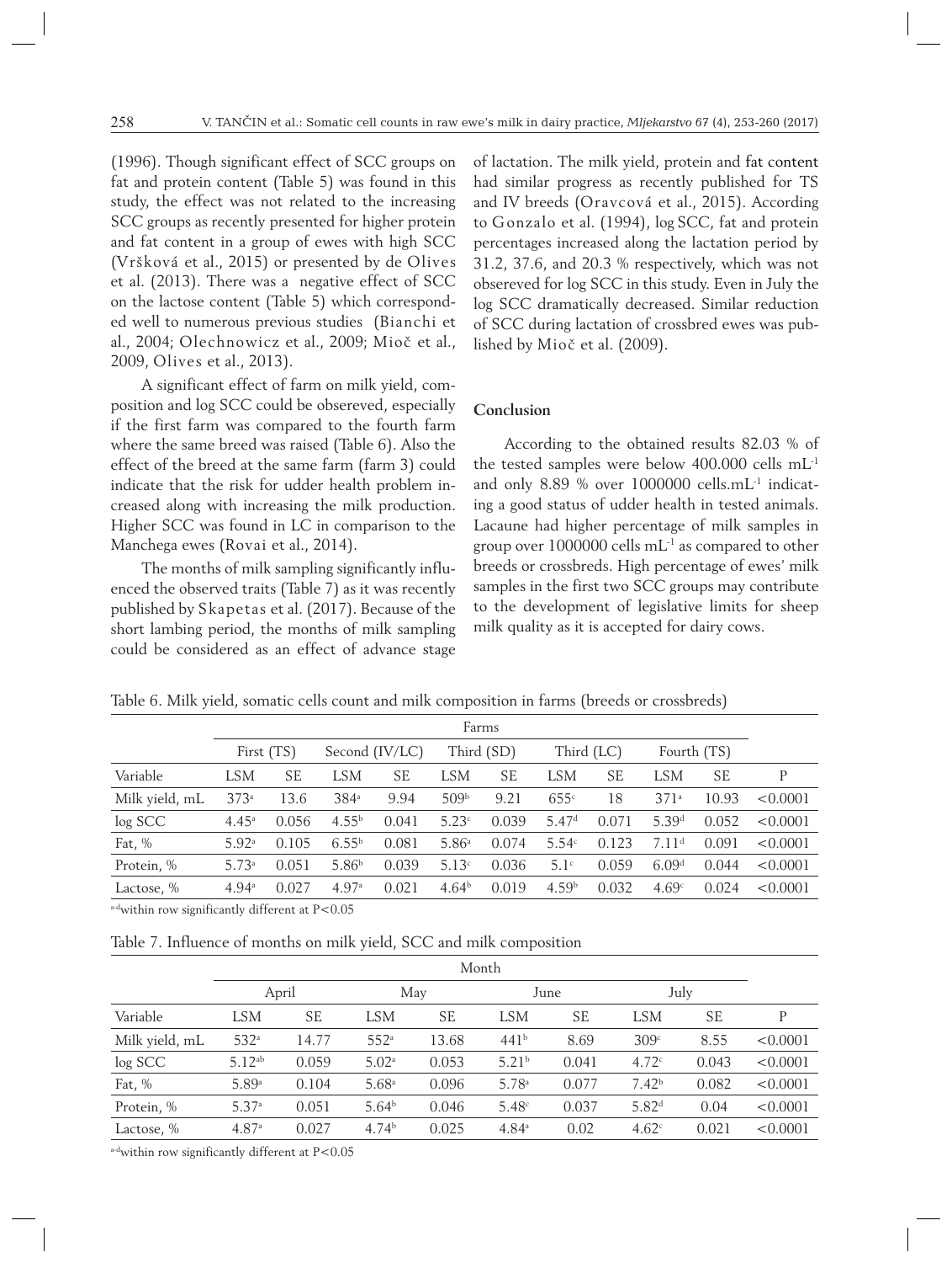(1996). Though significant effect of SCC groups on fat and protein content (Table 5) was found in this study, the effect was not related to the increasing SCC groups as recently presented for higher protein and fat content in a group of ewes with high SCC (Vršková et al., 2015) or presented by de Olives et al. (2013). There was a negative effect of SCC on the lactose content (Table 5) which corresponded well to numerous previous studies (Bianchi et al., 2004; Olechnowicz et al., 2009; Mioč et al., 2009, Olives et al., 2013).

A significant effect of farm on milk yield, composition and log SCC could be obsereved, especially if the first farm was compared to the fourth farm where the same breed was raised (Table 6). Also the effect of the breed at the same farm (farm 3) could indicate that the risk for udder health problem increased along with increasing the milk production. Higher SCC was found in LC in comparison to the Manchega ewes (Rovai et al., 2014).

The months of milk sampling significantly influenced the observed traits (Table 7) as it was recently published by Skapetas et al. (2017). Because of the short lambing period, the months of milk sampling could be considered as an effect of advance stage of lactation. The milk yield, protein and fat content had similar progress as recently published for TS and IV breeds (Oravcová et al., 2015). According to Gonzalo et al. (1994), log SCC, fat and protein percentages increased along the lactation period by 31.2, 37.6, and 20.3 % respectively, which was not obsereved for log SCC in this study. Even in July the log SCC dramatically decreased. Similar reduction of SCC during lactation of crossbred ewes was published by Mioč et al. (2009).

## Conclusion

According to the obtained results 82.03 % of the tested samples were below 400.000 cells mL$^{-1}$ and only 8.89 % over 1000000 cells.mL$^{-1}$ indicating a good status of udder health in tested animals. Lacaune had higher percentage of milk samples in group over 1000000 cells mL$^{-1}$ as compared to other breeds or crossbreds. High percentage of ewes' milk samples in the first two SCC groups may contribute to the development of legislative limits for sheep milk quality as it is accepted for dairy cows.

Table 6. Milk yield, somatic cells count and milk composition in farms (breeds or crossbreds)

| | Farms | | | | | | | | | | |
|---|---|---|---|---|---|---|---|---|---|---|---|
| | First (TS) | | Second (IV/LC) | | Third (SD) | | Third (LC) | | Fourth (TS) | | |
| Variable | LSM | SE | LSM | SE | LSM | SE | LSM | SE | LSM | SE | P |
| Milk yield, mL | 373[a] | 13.6 | 384[a] | 9.94 | 509[b] | 9.21 | 655[c] | 18 | 371[a] | 10.93 | <0.0001 |
| log SCC | 4.45[a] | 0.056 | 4.55[b] | 0.041 | 5.23[c] | 0.039 | 5.47[d] | 0.071 | 5.39[d] | 0.052 | <0.0001 |
| Fat, % | 5.92[a] | 0.105 | 6.55[b] | 0.081 | 5.86[a] | 0.074 | 5.54[c] | 0.123 | 7.11[d] | 0.091 | <0.0001 |
| Protein, % | 5.73[a] | 0.051 | 5.86[b] | 0.039 | 5.13[c] | 0.036 | 5.1[c] | 0.059 | 6.09[d] | 0.044 | <0.0001 |
| Lactose, % | 4.94[a] | 0.027 | 4.97[a] | 0.021 | 4.64[b] | 0.019 | 4.59[b] | 0.032 | 4.69[c] | 0.024 | <0.0001 |

[a-d]within row significantly different at P<0.05

Table 7. Influence of months on milk yield, SCC and milk composition

| | Month | | | | | | | | |
|---|---|---|---|---|---|---|---|---|---|
| | April | | May | | June | | July | | |
| Variable | LSM | SE | LSM | SE | LSM | SE | LSM | SE | P |
| Milk yield, mL | 532[a] | 14.77 | 552[a] | 13.68 | 441[b] | 8.69 | 309[c] | 8.55 | <0.0001 |
| log SCC | 5.12[ab] | 0.059 | 5.02[a] | 0.053 | 5.21[b] | 0.041 | 4.72[c] | 0.043 | <0.0001 |
| Fat, % | 5.89[a] | 0.104 | 5.68[a] | 0.096 | 5.78[a] | 0.077 | 7.42[b] | 0.082 | <0.0001 |
| Protein, % | 5.37[a] | 0.051 | 5.64[b] | 0.046 | 5.48[c] | 0.037 | 5.82[d] | 0.04 | <0.0001 |
| Lactose, % | 4.87[a] | 0.027 | 4.74[b] | 0.025 | 4.84[a] | 0.02 | 4.62[c] | 0.021 | <0.0001 |

[a-d]within row significantly different at P<0.05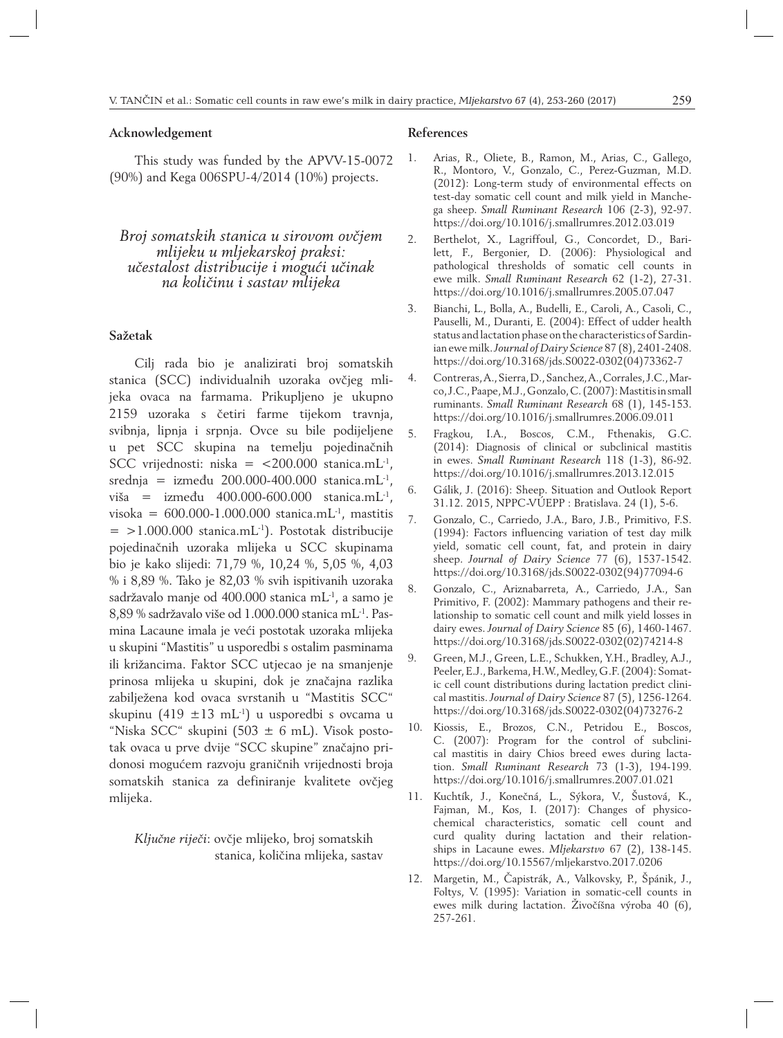## Acknowledgement

This study was funded by the APVV-15-0072 (90%) and Kega 006SPU-4/2014 (10%) projects.

## *Broj somatskih stanica u sirovom ovčjem mlijeku u mljekarskoj praksi: učestalost distribucije i mogući učinak na količinu i sastav mlijeka*

### Sažetak

Cilj rada bio je analizirati broj somatskih stanica (SCC) individualnih uzoraka ovčjeg mlijeka ovaca na farmama. Prikupljeno je ukupno 2159 uzoraka s četiri farme tijekom travnja, svibnja, lipnja i srpnja. Ovce su bile podijeljene u pet SCC skupina na temelju pojedinačnih SCC vrijednosti: niska = <200.000 stanica.mL$^{-1}$, srednja = između 200.000-400.000 stanica.mL$^{-1}$, viša = između 400.000-600.000 stanica.mL$^{-1}$, visoka = 600.000-1.000.000 stanica.mL$^{-1}$, mastitis = >1.000.000 stanica.mL$^{-1}$). Postotak distribucije pojedinačnih uzoraka mlijeka u SCC skupinama bio je kako slijedi: 71,79 %, 10,24 %, 5,05 %, 4,03 % i 8,89 %. Tako je 82,03 % svih ispitivanih uzoraka sadržavalo manje od 400.000 stanica mL$^{-1}$, a samo je 8,89 % sadržavalo više od 1.000.000 stanica mL$^{-1}$. Pasmina Lacaune imala je veći postotak uzoraka mlijeka u skupini "Mastitis" u usporedbi s ostalim pasminama ili križancima. Faktor SCC utjecao je na smanjenje prinosa mlijeka u skupini, dok je značajna razlika zabilježena kod ovaca svrstanih u "Mastitis SCC" skupinu (419 ±13 mL$^{-1}$) u usporedbi s ovcama u "Niska SCC" skupini (503 ± 6 mL). Visok postotak ovaca u prve dvije "SCC skupine" značajno pridonosi mogućem razvoju graničnih vrijednosti broja somatskih stanica za definiranje kvalitete ovčjeg mlijeka.

*Ključne riječi*: ovčje mlijeko, broj somatskih stanica, količina mlijeka, sastav

## References

1. Arias, R., Oliete, B., Ramon, M., Arias, C., Gallego, R., Montoro, V., Gonzalo, C., Perez-Guzman, M.D. (2012): Long-term study of environmental effects on test-day somatic cell count and milk yield in Manchega sheep. *Small Ruminant Research* 106 (2-3), 92-97. https://doi.org/10.1016/j.smallrumres.2012.03.019
2. Berthelot, X., Lagriffoul, G., Concordet, D., Barillett, F., Bergonier, D. (2006): Physiological and pathological thresholds of somatic cell counts in ewe milk. *Small Ruminant Research* 62 (1-2), 27-31. https://doi.org/10.1016/j.smallrumres.2005.07.047
3. Bianchi, L., Bolla, A., Budelli, E., Caroli, A., Casoli, C., Pauselli, M., Duranti, E. (2004): Effect of udder health status and lactation phase on the characteristics of Sardinian ewe milk. *Journal of Dairy Science* 87 (8), 2401-2408. https://doi.org/10.3168/jds.S0022-0302(04)73362-7
4. Contreras, A., Sierra, D., Sanchez, A., Corrales, J.C., Marco, J.C., Paape, M.J., Gonzalo, C. (2007): Mastitis in small ruminants. *Small Ruminant Research* 68 (1), 145-153. https://doi.org/10.1016/j.smallrumres.2006.09.011
5. Fragkou, I.A., Boscos, C.M., Fthenakis, G.C. (2014): Diagnosis of clinical or subclinical mastitis in ewes. *Small Ruminant Research* 118 (1-3), 86-92. https://doi.org/10.1016/j.smallrumres.2013.12.015
6. Gálik, J. (2016): Sheep. Situation and Outlook Report 31.12. 2015, NPPC-VÚEPP : Bratislava. 24 (1), 5-6.
7. Gonzalo, C., Carriedo, J.A., Baro, J.B., Primitivo, F.S. (1994): Factors influencing variation of test day milk yield, somatic cell count, fat, and protein in dairy sheep. *Journal of Dairy Science* 77 (6), 1537-1542. https://doi.org/10.3168/jds.S0022-0302(94)77094-6
8. Gonzalo, C., Ariznabarreta, A., Carriedo, J.A., San Primitivo, F. (2002): Mammary pathogens and their relationship to somatic cell count and milk yield losses in dairy ewes. *Journal of Dairy Science* 85 (6), 1460-1467. https://doi.org/10.3168/jds.S0022-0302(02)74214-8
9. Green, M.J., Green, L.E., Schukken, Y.H., Bradley, A.J., Peeler, E.J., Barkema, H.W., Medley, G.F. (2004): Somatic cell count distributions during lactation predict clinical mastitis. *Journal of Dairy Science* 87 (5), 1256-1264. https://doi.org/10.3168/jds.S0022-0302(04)73276-2
10. Kiossis, E., Brozos, C.N., Petridou E., Boscos, C. (2007): Program for the control of subclinical mastitis in dairy Chios breed ewes during lactation. *Small Ruminant Research* 73 (1-3), 194-199. https://doi.org/10.1016/j.smallrumres.2007.01.021
11. Kuchtík, J., Konečná, L., Sýkora, V., Šustová, K., Fajman, M., Kos, I. (2017): Changes of physico-chemical characteristics, somatic cell count and curd quality during lactation and their relationships in Lacaune ewes. *Mljekarstvo* 67 (2), 138-145. https://doi.org/10.15567/mljekarstvo.2017.0206
12. Margetin, M., Čapistrák, A., Valkovsky, P., Špánik, J., Foltys, V. (1995): Variation in somatic-cell counts in ewes milk during lactation. Živočíšna výroba 40 (6), 257-261.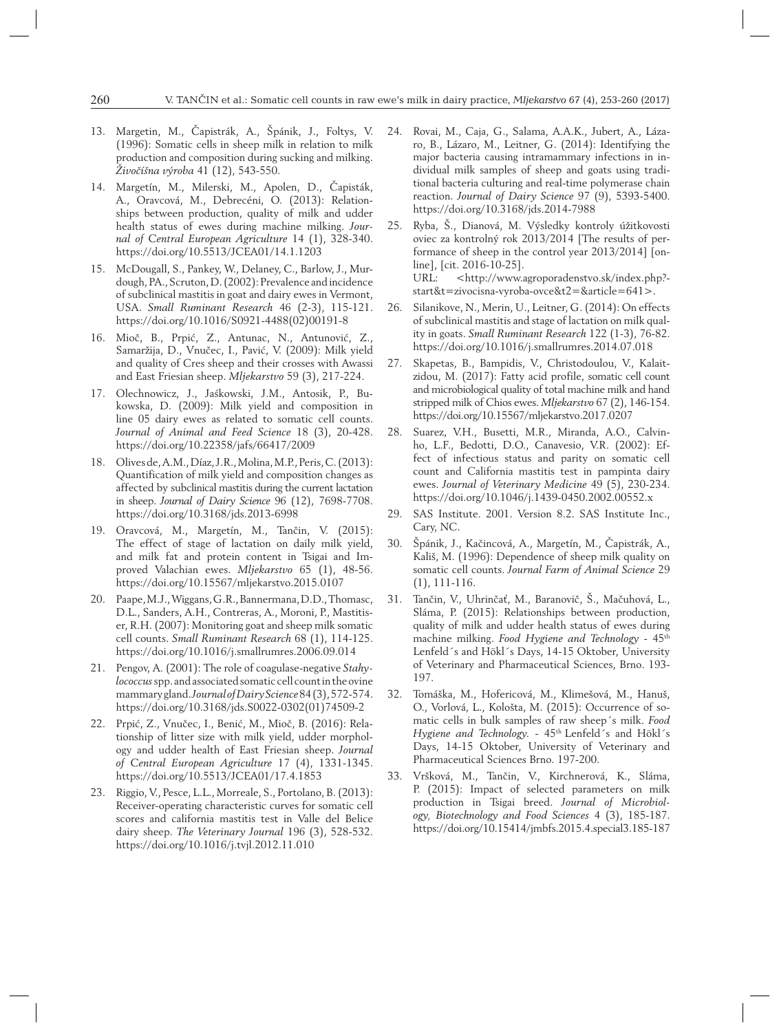13. Margetin, M., Čapistrák, A., Špánik, J., Foltys, V. (1996): Somatic cells in sheep milk in relation to milk production and composition during sucking and milking. *Živočíšna výroba* 41 (12), 543-550.
14. Margetín, M., Milerski, M., Apolen, D., Čapisták, A., Oravcová, M., Debrecéni, O. (2013): Relationships between production, quality of milk and udder health status of ewes during machine milking. *Journal of Central European Agriculture* 14 (1), 328-340. https://doi.org/10.5513/JCEA01/14.1.1203
15. McDougall, S., Pankey, W., Delaney, C., Barlow, J., Murdough, PA., Scruton, D. (2002): Prevalence and incidence of subclinical mastitis in goat and dairy ewes in Vermont, USA. *Small Ruminant Research* 46 (2-3), 115-121. https://doi.org/10.1016/S0921-4488(02)00191-8
16. Mioč, B., Prpić, Z., Antunac, N., Antunović, Z., Samaržija, D., Vnučec, I., Pavić, V. (2009): Milk yield and quality of Cres sheep and their crosses with Awassi and East Friesian sheep. *Mljekarstvo* 59 (3), 217-224.
17. Olechnowicz, J., Jaśkowski, J.M., Antosik, P., Bukowska, D. (2009): Milk yield and composition in line 05 dairy ewes as related to somatic cell counts. *Journal of Animal and Feed Science* 18 (3), 20-428. https://doi.org/10.22358/jafs/66417/2009
18. Olives de, A.M., Díaz, J.R., Molina, M.P., Peris, C. (2013): Quantification of milk yield and composition changes as affected by subclinical mastitis during the current lactation in sheep. *Journal of Dairy Science* 96 (12), 7698-7708. https://doi.org/10.3168/jds.2013-6998
19. Oravcová, M., Margetín, M., Tančin, V. (2015): The effect of stage of lactation on daily milk yield, and milk fat and protein content in Tsigai and Improved Valachian ewes. *Mljekarstvo* 65 (1), 48-56. https://doi.org/10.15567/mljekarstvo.2015.0107
20. Paape, M.J., Wiggans, G.R., Bannermana, D.D., Thomasc, D.L., Sanders, A.H., Contreras, A., Moroni, P., Mastitiser, R.H. (2007): Monitoring goat and sheep milk somatic cell counts. *Small Ruminant Research* 68 (1), 114-125. https://doi.org/10.1016/j.smallrumres.2006.09.014
21. Pengov, A. (2001): The role of coagulase-negative *Stahylococcus* spp. and associated somatic cell count in the ovine mammary gland. *Journal of Dairy Science* 84 (3), 572-574. https://doi.org/10.3168/jds.S0022-0302(01)74509-2
22. Prpić, Z., Vnučec, I., Benić, M., Mioč, B. (2016): Relationship of litter size with milk yield, udder morphology and udder health of East Friesian sheep. *Journal of Central European Agriculture* 17 (4), 1331-1345. https://doi.org/10.5513/JCEA01/17.4.1853
23. Riggio, V., Pesce, L.L., Morreale, S., Portolano, B. (2013): Receiver-operating characteristic curves for somatic cell scores and california mastitis test in Valle del Belice dairy sheep. *The Veterinary Journal* 196 (3), 528-532. https://doi.org/10.1016/j.tvjl.2012.11.010
24. Rovai, M., Caja, G., Salama, A.A.K., Jubert, A., Lázaro, B., Lázaro, M., Leitner, G. (2014): Identifying the major bacteria causing intramammary infections in individual milk samples of sheep and goats using traditional bacteria culturing and real-time polymerase chain reaction. *Journal of Dairy Science* 97 (9), 5393-5400. https://doi.org/10.3168/jds.2014-7988
25. Ryba, Š., Dianová, M. Výsledky kontroly úžitkovosti oviec za kontrolný rok 2013/2014 [The results of performance of sheep in the control year 2013/2014] [online], [cit. 2016-10-25]. URL: <http://www.agroporadenstvo.sk/index.php?start&t=zivocisna-vyroba-ovce&t2=&article=641>.
26. Silanikove, N., Merin, U., Leitner, G. (2014): On effects of subclinical mastitis and stage of lactation on milk quality in goats. *Small Ruminant Research* 122 (1-3), 76-82. https://doi.org/10.1016/j.smallrumres.2014.07.018
27. Skapetas, B., Bampidis, V., Christodoulou, V., Kalaitzidou, M. (2017): Fatty acid profile, somatic cell count and microbiological quality of total machine milk and hand stripped milk of Chios ewes. *Mljekarstvo* 67 (2), 146-154. https://doi.org/10.15567/mljekarstvo.2017.0207
28. Suarez, V.H., Busetti, M.R., Miranda, A.O., Calvinho, L.F., Bedotti, D.O., Canavesio, V.R. (2002): Effect of infectious status and parity on somatic cell count and California mastitis test in pampinta dairy ewes. *Journal of Veterinary Medicine* 49 (5), 230-234. https://doi.org/10.1046/j.1439-0450.2002.00552.x
29. SAS Institute. 2001. Version 8.2. SAS Institute Inc., Cary, NC.
30. Špánik, J., Kačincová, A., Margetín, M., Čapistrák, A., Kališ, M. (1996): Dependence of sheep milk quality on somatic cell counts. *Journal Farm of Animal Science* 29 (1), 111-116.
31. Tančin, V., Uhrinčať, M., Baranovič, Š., Mačuhová, L., Sláma, P. (2015): Relationships between production, quality of milk and udder health status of ewes during machine milking. *Food Hygiene and Technology* - 45th Lenfeld´s and Hökl´s Days, 14-15 Oktober, University of Veterinary and Pharmaceutical Sciences, Brno. 193-197.
32. Tomáška, M., Hofericová, M., Klimešová, M., Hanuš, O., Vorlová, L., Kološta, M. (2015): Occurrence of somatic cells in bulk samples of raw sheep´s milk. *Food Hygiene and Technology*. - 45th Lenfeld´s and Hökl´s Days, 14-15 Oktober, University of Veterinary and Pharmaceutical Sciences Brno. 197-200.
33. Vršková, M., Tančin, V., Kirchnerová, K., Sláma, P. (2015): Impact of selected parameters on milk production in Tsigai breed. *Journal of Microbiology, Biotechnology and Food Sciences* 4 (3), 185-187. https://doi.org/10.15414/jmbfs.2015.4.special3.185-187